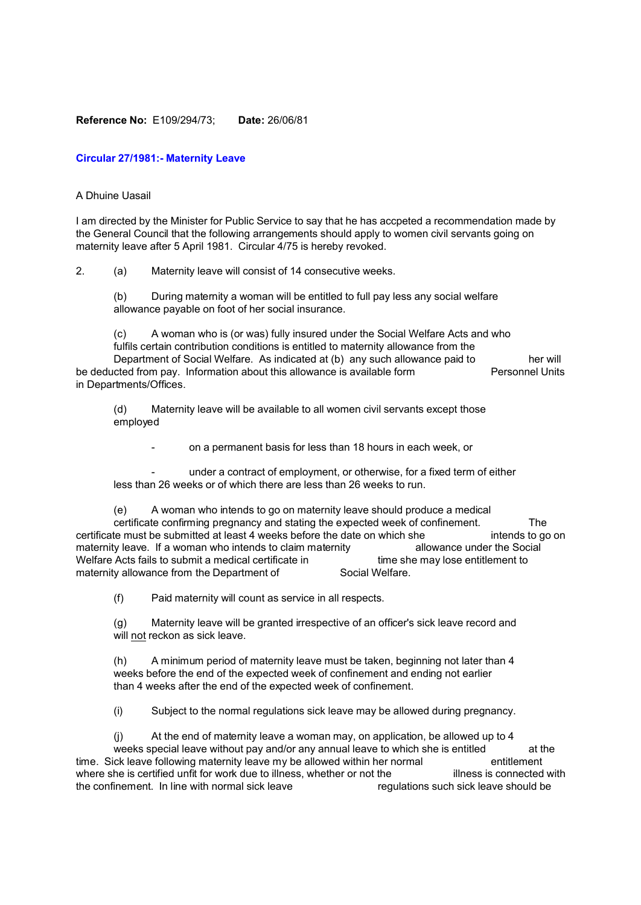**Reference No:** E109/294/73; **Date:** 26/06/81

### Circular 27/1981:- Maternity Leave

A Dhuine Uasail

I am directed by the Minister for Public Service to say that he has accpeted a recommendation made by the General Council that the following arrangements should apply to women civil servants going on maternity leave after 5 April 1981. Circular 4/75 is hereby revoked.

2. (a) Maternity leave will consist of 14 consecutive weeks.

(b) During maternity a woman will be entitled to full pay less any social welfare allowance payable on foot of her social insurance.

(c) A woman who is (or was) fully insured under the Social Welfare Acts and who fulfils certain contribution conditions is entitled to maternity allowance from the Department of Social Welfare. As indicated at (b) any such allowance paid to her will be deducted from pay. Information about this allowance is available form Personnel Units in Departments/Offices.

(d) Maternity leave will be available to all women civil servants except those employed

- on a permanent basis for less than 18 hours in each week, or
- under a contract of employment, or otherwise, for a fixed term of either less than 26 weeks or of which there are less than 26 weeks to run.

(e) A woman who intends to go on maternity leave should produce a medical certificate confirming pregnancy and stating the expected week of confinement. The certificate must be submitted at least 4 weeks before the date on which she intends to go on maternity leave. If a woman who intends to claim maternity allowance under the Social Welfare Acts fails to submit a medical certificate in time she may lose entitlement to maternity allowance from the Department of Social Welfare.

(f) Paid maternity will count as service in all respects.

(g) Maternity leave will be granted irrespective of an officer's sick leave record and will not reckon as sick leave.

(h) A minimum period of maternity leave must be taken, beginning not later than 4 weeks before the end of the expected week of confinement and ending not earlier than 4 weeks after the end of the expected week of confinement.

(i) Subject to the normal regulations sick leave may be allowed during pregnancy.

(j) At the end of maternity leave a woman may, on application, be allowed up to 4 weeks special leave without pay and/or any annual leave to which she is entitled at the time. Sick leave following maternity leave my be allowed within her normal entitlement where she is certified unfit for work due to illness, whether or not the illness is connected with the confinement. In line with normal sick leave regulations such sick leave should be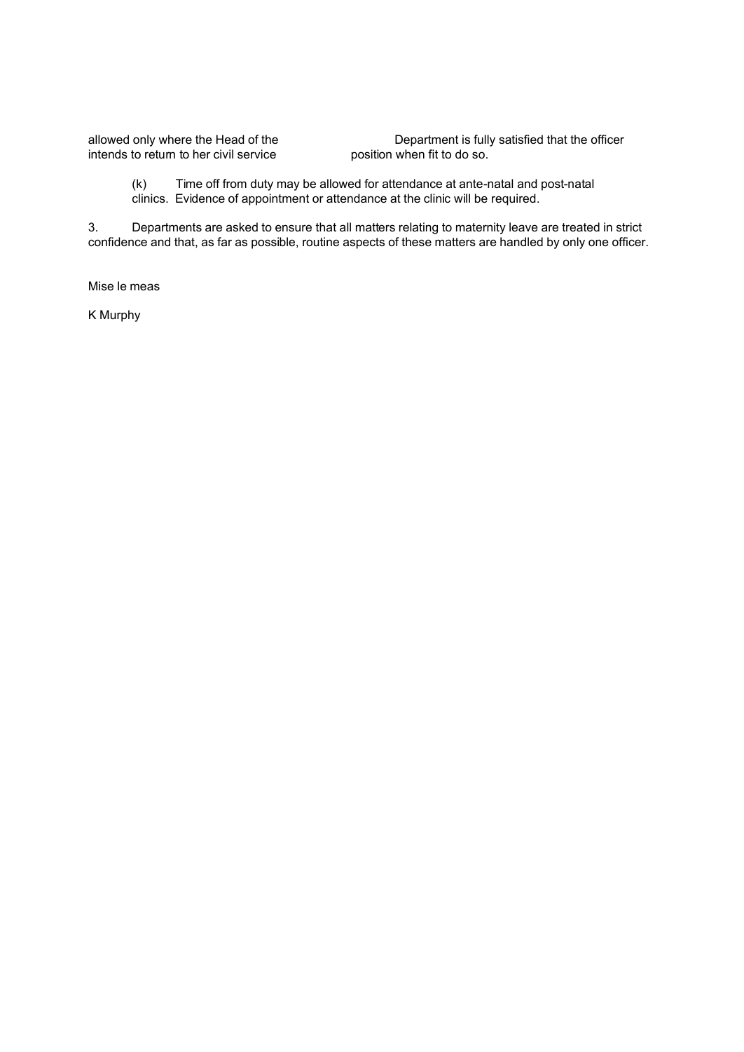allowed only where the Head of the Department is fully satisfied that the officer intends to return to her civil service position when fit to do so.

(k) Time off from duty may be allowed for attendance at ante-natal and post-natal clinics. Evidence of appointment or attendance at the clinic will be required.

3. Departments are asked to ensure that all matters relating to maternity leave are treated in strict confidence and that, as far as possible, routine aspects of these matters are handled by only one officer.

Mise le meas

K Murphy